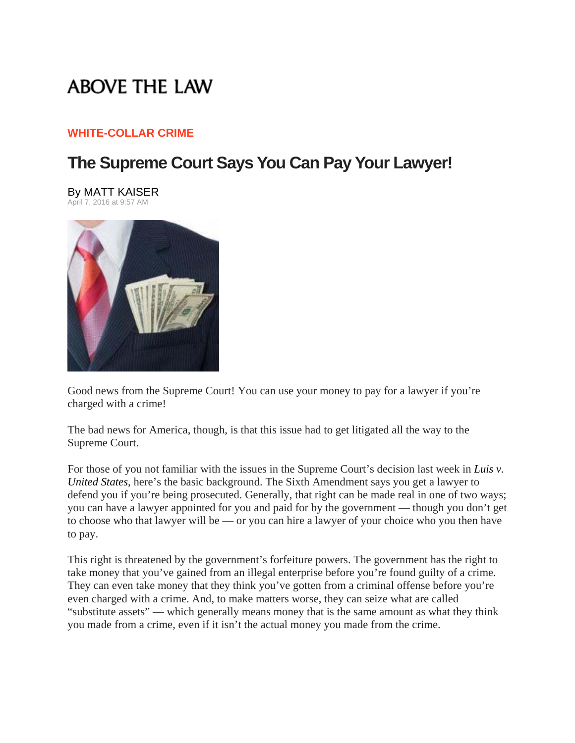ABOVE THE LAW

**WHITE-COLLAR CRIME**

# The Supreme Court Says You Can Pay Your Lawyer!

By MATT KAISER
April 7, 2016 at 9:57 AM

Good news from the Supreme Court! You can use your money to pay for a lawyer if you're charged with a crime!

The bad news for America, though, is that this issue had to get litigated all the way to the Supreme Court.

For those of you not familiar with the issues in the Supreme Court's decision last week in *Luis v. United States*, here's the basic background. The Sixth Amendment says you get a lawyer to defend you if you're being prosecuted. Generally, that right can be made real in one of two ways; you can have a lawyer appointed for you and paid for by the government — though you don't get to choose who that lawyer will be — or you can hire a lawyer of your choice who you then have to pay.

This right is threatened by the government's forfeiture powers. The government has the right to take money that you've gained from an illegal enterprise before you're found guilty of a crime. They can even take money that they think you've gotten from a criminal offense before you're even charged with a crime. And, to make matters worse, they can seize what are called "substitute assets" — which generally means money that is the same amount as what they think you made from a crime, even if it isn't the actual money you made from the crime.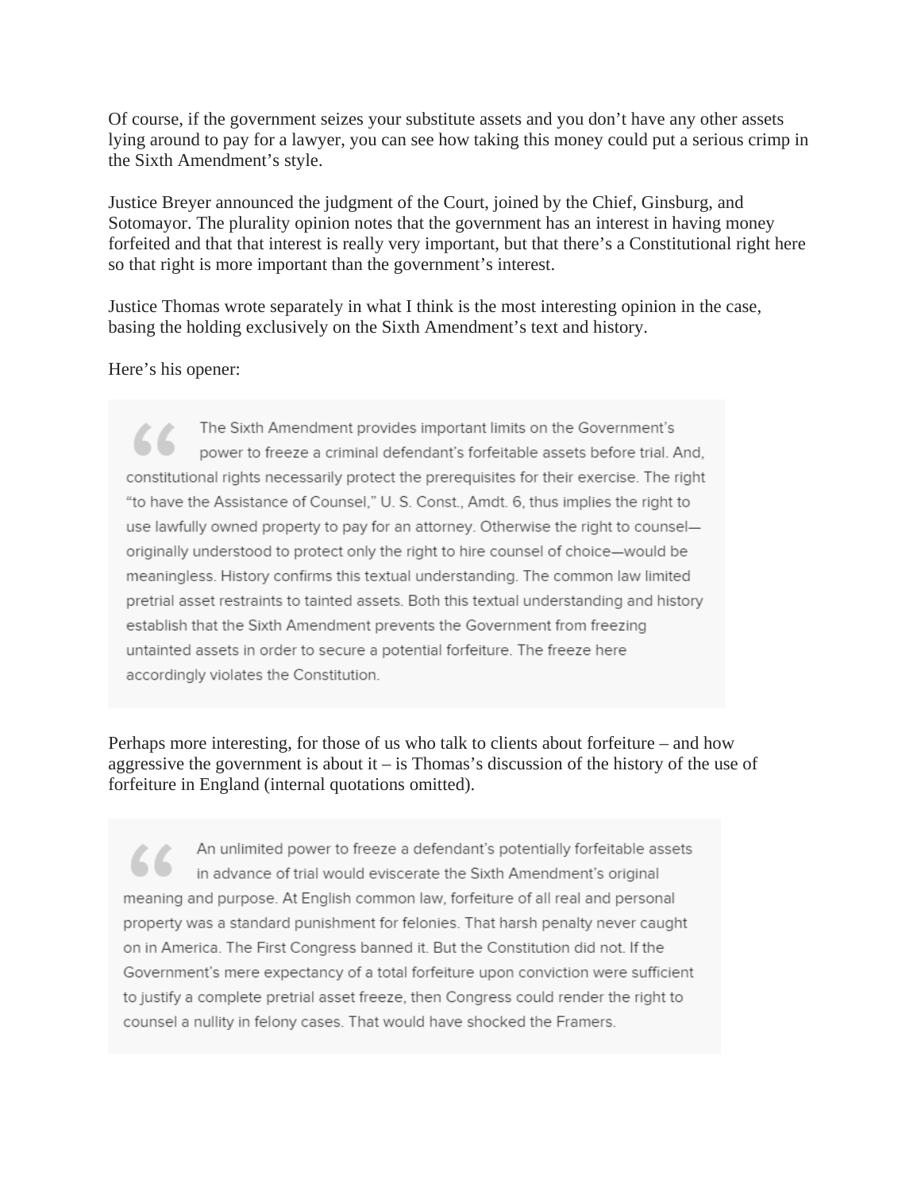Of course, if the government seizes your substitute assets and you don't have any other assets lying around to pay for a lawyer, you can see how taking this money could put a serious crimp in the Sixth Amendment's style.

Justice Breyer announced the judgment of the Court, joined by the Chief, Ginsburg, and Sotomayor. The plurality opinion notes that the government has an interest in having money forfeited and that that interest is really very important, but that there's a Constitutional right here so that right is more important than the government's interest.

Justice Thomas wrote separately in what I think is the most interesting opinion in the case, basing the holding exclusively on the Sixth Amendment's text and history.

Here's his opener:

> The Sixth Amendment provides important limits on the Government's power to freeze a criminal defendant's forfeitable assets before trial. And, constitutional rights necessarily protect the prerequisites for their exercise. The right "to have the Assistance of Counsel," U. S. Const., Amdt. 6, thus implies the right to use lawfully owned property to pay for an attorney. Otherwise the right to counsel—originally understood to protect only the right to hire counsel of choice—would be meaningless. History confirms this textual understanding. The common law limited pretrial asset restraints to tainted assets. Both this textual understanding and history establish that the Sixth Amendment prevents the Government from freezing untainted assets in order to secure a potential forfeiture. The freeze here accordingly violates the Constitution.

Perhaps more interesting, for those of us who talk to clients about forfeiture – and how aggressive the government is about it – is Thomas's discussion of the history of the use of forfeiture in England (internal quotations omitted).

> An unlimited power to freeze a defendant's potentially forfeitable assets in advance of trial would eviscerate the Sixth Amendment's original meaning and purpose. At English common law, forfeiture of all real and personal property was a standard punishment for felonies. That harsh penalty never caught on in America. The First Congress banned it. But the Constitution did not. If the Government's mere expectancy of a total forfeiture upon conviction were sufficient to justify a complete pretrial asset freeze, then Congress could render the right to counsel a nullity in felony cases. That would have shocked the Framers.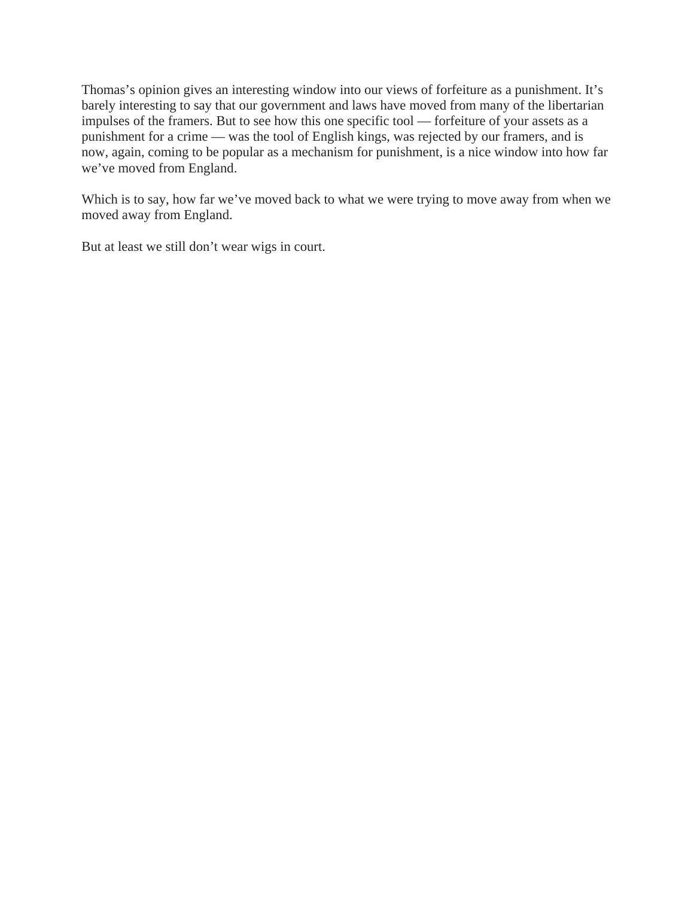Thomas's opinion gives an interesting window into our views of forfeiture as a punishment. It's barely interesting to say that our government and laws have moved from many of the libertarian impulses of the framers. But to see how this one specific tool — forfeiture of your assets as a punishment for a crime — was the tool of English kings, was rejected by our framers, and is now, again, coming to be popular as a mechanism for punishment, is a nice window into how far we've moved from England.

Which is to say, how far we've moved back to what we were trying to move away from when we moved away from England.

But at least we still don't wear wigs in court.